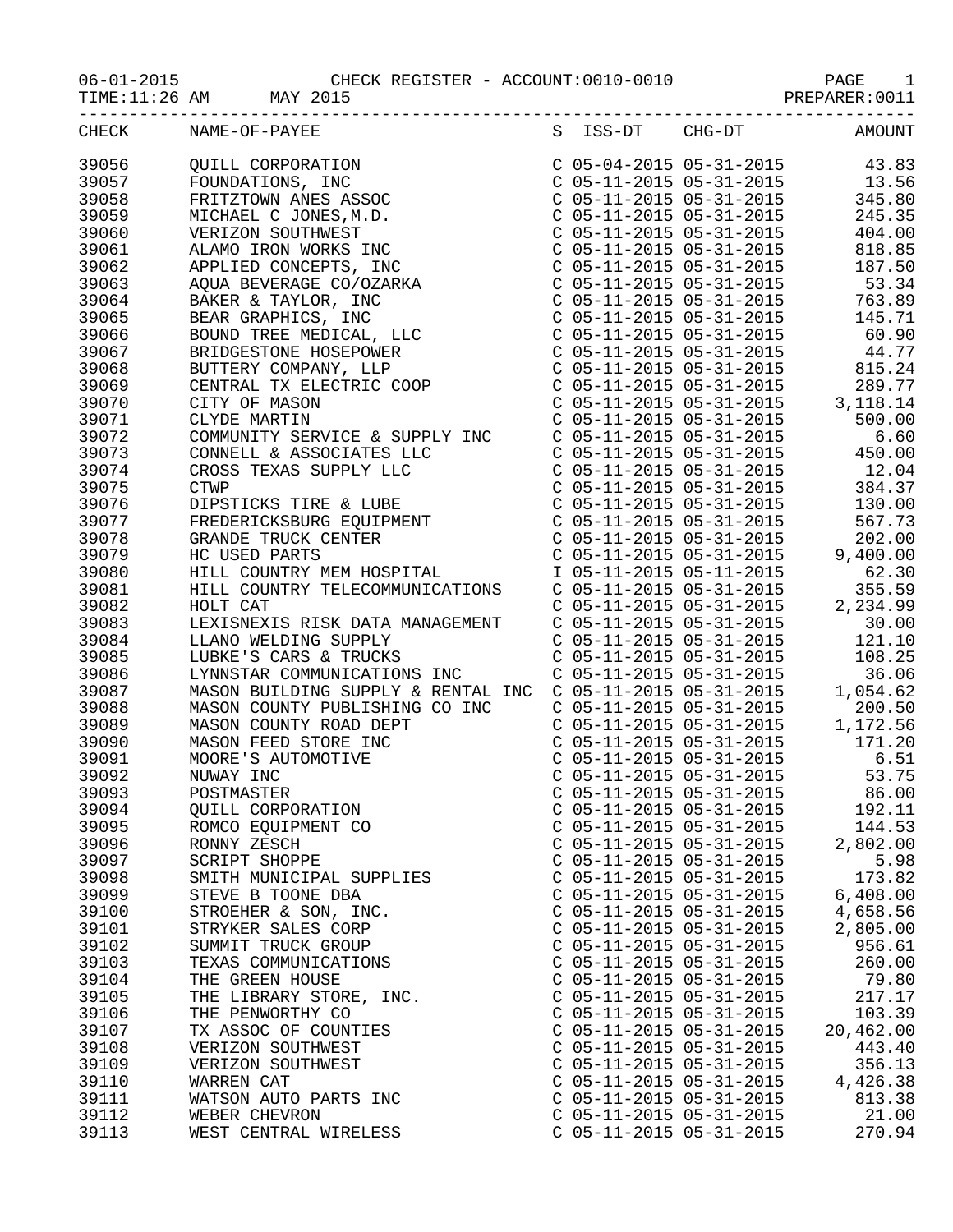06-01-2015 CHECK REGISTER - ACCOUNT:0010-0010 PAGE 1
TIME:11:26 AM MAY 2015 PREPARER:0011

| CHECK | NAME-OF-PAYEE | S | ISS-DT | CHG-DT | AMOUNT |
|---|---|---|---|---|---|
| 39056 | QUILL CORPORATION | C | 05-04-2015 | 05-31-2015 | 43.83 |
| 39057 | FOUNDATIONS, INC | C | 05-11-2015 | 05-31-2015 | 13.56 |
| 39058 | FRITZTOWN ANES ASSOC | C | 05-11-2015 | 05-31-2015 | 345.80 |
| 39059 | MICHAEL C JONES,M.D. | C | 05-11-2015 | 05-31-2015 | 245.35 |
| 39060 | VERIZON SOUTHWEST | C | 05-11-2015 | 05-31-2015 | 404.00 |
| 39061 | ALAMO IRON WORKS INC | C | 05-11-2015 | 05-31-2015 | 818.85 |
| 39062 | APPLIED CONCEPTS, INC | C | 05-11-2015 | 05-31-2015 | 187.50 |
| 39063 | AQUA BEVERAGE CO/OZARKA | C | 05-11-2015 | 05-31-2015 | 53.34 |
| 39064 | BAKER & TAYLOR, INC | C | 05-11-2015 | 05-31-2015 | 763.89 |
| 39065 | BEAR GRAPHICS, INC | C | 05-11-2015 | 05-31-2015 | 145.71 |
| 39066 | BOUND TREE MEDICAL, LLC | C | 05-11-2015 | 05-31-2015 | 60.90 |
| 39067 | BRIDGESTONE HOSEPOWER | C | 05-11-2015 | 05-31-2015 | 44.77 |
| 39068 | BUTTERY COMPANY, LLP | C | 05-11-2015 | 05-31-2015 | 815.24 |
| 39069 | CENTRAL TX ELECTRIC COOP | C | 05-11-2015 | 05-31-2015 | 289.77 |
| 39070 | CITY OF MASON | C | 05-11-2015 | 05-31-2015 | 3,118.14 |
| 39071 | CLYDE MARTIN | C | 05-11-2015 | 05-31-2015 | 500.00 |
| 39072 | COMMUNITY SERVICE & SUPPLY INC | C | 05-11-2015 | 05-31-2015 | 6.60 |
| 39073 | CONNELL & ASSOCIATES LLC | C | 05-11-2015 | 05-31-2015 | 450.00 |
| 39074 | CROSS TEXAS SUPPLY LLC | C | 05-11-2015 | 05-31-2015 | 12.04 |
| 39075 | CTWP | C | 05-11-2015 | 05-31-2015 | 384.37 |
| 39076 | DIPSTICKS TIRE & LUBE | C | 05-11-2015 | 05-31-2015 | 130.00 |
| 39077 | FREDERICKSBURG EQUIPMENT | C | 05-11-2015 | 05-31-2015 | 567.73 |
| 39078 | GRANDE TRUCK CENTER | C | 05-11-2015 | 05-31-2015 | 202.00 |
| 39079 | HC USED PARTS | C | 05-11-2015 | 05-31-2015 | 9,400.00 |
| 39080 | HILL COUNTRY MEM HOSPITAL | I | 05-11-2015 | 05-11-2015 | 62.30 |
| 39081 | HILL COUNTRY TELECOMMUNICATIONS | C | 05-11-2015 | 05-31-2015 | 355.59 |
| 39082 | HOLT CAT | C | 05-11-2015 | 05-31-2015 | 2,234.99 |
| 39083 | LEXISNEXIS RISK DATA MANAGEMENT | C | 05-11-2015 | 05-31-2015 | 30.00 |
| 39084 | LLANO WELDING SUPPLY | C | 05-11-2015 | 05-31-2015 | 121.10 |
| 39085 | LUBKE'S CARS & TRUCKS | C | 05-11-2015 | 05-31-2015 | 108.25 |
| 39086 | LYNNSTAR COMMUNICATIONS INC | C | 05-11-2015 | 05-31-2015 | 36.06 |
| 39087 | MASON BUILDING SUPPLY & RENTAL INC | C | 05-11-2015 | 05-31-2015 | 1,054.62 |
| 39088 | MASON COUNTY PUBLISHING CO INC | C | 05-11-2015 | 05-31-2015 | 200.50 |
| 39089 | MASON COUNTY ROAD DEPT | C | 05-11-2015 | 05-31-2015 | 1,172.56 |
| 39090 | MASON FEED STORE INC | C | 05-11-2015 | 05-31-2015 | 171.20 |
| 39091 | MOORE'S AUTOMOTIVE | C | 05-11-2015 | 05-31-2015 | 6.51 |
| 39092 | NUWAY INC | C | 05-11-2015 | 05-31-2015 | 53.75 |
| 39093 | POSTMASTER | C | 05-11-2015 | 05-31-2015 | 86.00 |
| 39094 | QUILL CORPORATION | C | 05-11-2015 | 05-31-2015 | 192.11 |
| 39095 | ROMCO EQUIPMENT CO | C | 05-11-2015 | 05-31-2015 | 144.53 |
| 39096 | RONNY ZESCH | C | 05-11-2015 | 05-31-2015 | 2,802.00 |
| 39097 | SCRIPT SHOPPE | C | 05-11-2015 | 05-31-2015 | 5.98 |
| 39098 | SMITH MUNICIPAL SUPPLIES | C | 05-11-2015 | 05-31-2015 | 173.82 |
| 39099 | STEVE B TOONE DBA | C | 05-11-2015 | 05-31-2015 | 6,408.00 |
| 39100 | STROEHER & SON, INC. | C | 05-11-2015 | 05-31-2015 | 4,658.56 |
| 39101 | STRYKER SALES CORP | C | 05-11-2015 | 05-31-2015 | 2,805.00 |
| 39102 | SUMMIT TRUCK GROUP | C | 05-11-2015 | 05-31-2015 | 956.61 |
| 39103 | TEXAS COMMUNICATIONS | C | 05-11-2015 | 05-31-2015 | 260.00 |
| 39104 | THE GREEN HOUSE | C | 05-11-2015 | 05-31-2015 | 79.80 |
| 39105 | THE LIBRARY STORE, INC. | C | 05-11-2015 | 05-31-2015 | 217.17 |
| 39106 | THE PENWORTHY CO | C | 05-11-2015 | 05-31-2015 | 103.39 |
| 39107 | TX ASSOC OF COUNTIES | C | 05-11-2015 | 05-31-2015 | 20,462.00 |
| 39108 | VERIZON SOUTHWEST | C | 05-11-2015 | 05-31-2015 | 443.40 |
| 39109 | VERIZON SOUTHWEST | C | 05-11-2015 | 05-31-2015 | 356.13 |
| 39110 | WARREN CAT | C | 05-11-2015 | 05-31-2015 | 4,426.38 |
| 39111 | WATSON AUTO PARTS INC | C | 05-11-2015 | 05-31-2015 | 813.38 |
| 39112 | WEBER CHEVRON | C | 05-11-2015 | 05-31-2015 | 21.00 |
| 39113 | WEST CENTRAL WIRELESS | C | 05-11-2015 | 05-31-2015 | 270.94 |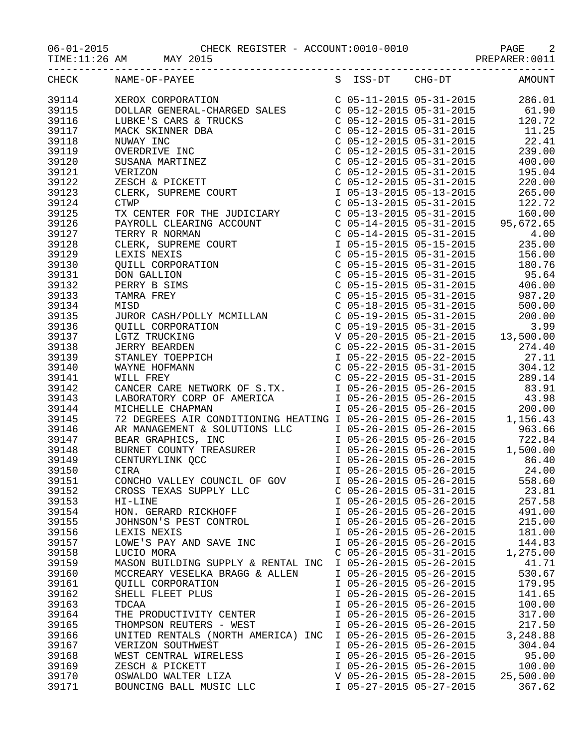06-01-2015 CHECK REGISTER - ACCOUNT:0010-0010
TIME:11:26 AM MAY 2015 PREPARER:0011

| CHECK | NAME-OF-PAYEE | S | ISS-DT | CHG-DT | AMOUNT |
|---|---|---|---|---|---|
| 39114 | XEROX CORPORATION | C | 05-11-2015 | 05-31-2015 | 286.01 |
| 39115 | DOLLAR GENERAL-CHARGED SALES | C | 05-12-2015 | 05-31-2015 | 61.90 |
| 39116 | LUBKE'S CARS & TRUCKS | C | 05-12-2015 | 05-31-2015 | 120.72 |
| 39117 | MACK SKINNER DBA | C | 05-12-2015 | 05-31-2015 | 11.25 |
| 39118 | NUWAY INC | C | 05-12-2015 | 05-31-2015 | 22.41 |
| 39119 | OVERDRIVE INC | C | 05-12-2015 | 05-31-2015 | 239.00 |
| 39120 | SUSANA MARTINEZ | C | 05-12-2015 | 05-31-2015 | 400.00 |
| 39121 | VERIZON | C | 05-12-2015 | 05-31-2015 | 195.04 |
| 39122 | ZESCH & PICKETT | C | 05-12-2015 | 05-31-2015 | 220.00 |
| 39123 | CLERK, SUPREME COURT | I | 05-13-2015 | 05-13-2015 | 265.00 |
| 39124 | CTWP | C | 05-13-2015 | 05-31-2015 | 122.72 |
| 39125 | TX CENTER FOR THE JUDICIARY | C | 05-13-2015 | 05-31-2015 | 160.00 |
| 39126 | PAYROLL CLEARING ACCOUNT | C | 05-14-2015 | 05-31-2015 | 95,672.65 |
| 39127 | TERRY R NORMAN | C | 05-14-2015 | 05-31-2015 | 4.00 |
| 39128 | CLERK, SUPREME COURT | I | 05-15-2015 | 05-15-2015 | 235.00 |
| 39129 | LEXIS NEXIS | C | 05-15-2015 | 05-31-2015 | 156.00 |
| 39130 | QUILL CORPORATION | C | 05-15-2015 | 05-31-2015 | 180.76 |
| 39131 | DON GALLION | C | 05-15-2015 | 05-31-2015 | 95.64 |
| 39132 | PERRY B SIMS | C | 05-15-2015 | 05-31-2015 | 406.00 |
| 39133 | TAMRA FREY | C | 05-15-2015 | 05-31-2015 | 987.20 |
| 39134 | MISD | C | 05-18-2015 | 05-31-2015 | 500.00 |
| 39135 | JUROR CASH/POLLY MCMILLAN | C | 05-19-2015 | 05-31-2015 | 200.00 |
| 39136 | QUILL CORPORATION | C | 05-19-2015 | 05-31-2015 | 3.99 |
| 39137 | LGTZ TRUCKING | V | 05-20-2015 | 05-21-2015 | 13,500.00 |
| 39138 | JERRY BEARDEN | C | 05-22-2015 | 05-31-2015 | 274.40 |
| 39139 | STANLEY TOEPPICH | I | 05-22-2015 | 05-22-2015 | 27.11 |
| 39140 | WAYNE HOFMANN | C | 05-22-2015 | 05-31-2015 | 304.12 |
| 39141 | WILL FREY | C | 05-22-2015 | 05-31-2015 | 289.14 |
| 39142 | CANCER CARE NETWORK OF S.TX. | I | 05-26-2015 | 05-26-2015 | 83.91 |
| 39143 | LABORATORY CORP OF AMERICA | I | 05-26-2015 | 05-26-2015 | 43.98 |
| 39144 | MICHELLE CHAPMAN | I | 05-26-2015 | 05-26-2015 | 200.00 |
| 39145 | 72 DEGREES AIR CONDITIONING HEATING | I | 05-26-2015 | 05-26-2015 | 1,156.43 |
| 39146 | AR MANAGEMENT & SOLUTIONS LLC | I | 05-26-2015 | 05-26-2015 | 963.66 |
| 39147 | BEAR GRAPHICS, INC | I | 05-26-2015 | 05-26-2015 | 722.84 |
| 39148 | BURNET COUNTY TREASURER | I | 05-26-2015 | 05-26-2015 | 1,500.00 |
| 39149 | CENTURYLINK QCC | I | 05-26-2015 | 05-26-2015 | 86.40 |
| 39150 | CIRA | I | 05-26-2015 | 05-26-2015 | 24.00 |
| 39151 | CONCHO VALLEY COUNCIL OF GOV | I | 05-26-2015 | 05-26-2015 | 558.60 |
| 39152 | CROSS TEXAS SUPPLY LLC | C | 05-26-2015 | 05-31-2015 | 23.81 |
| 39153 | HI-LINE | I | 05-26-2015 | 05-26-2015 | 257.58 |
| 39154 | HON. GERARD RICKHOFF | I | 05-26-2015 | 05-26-2015 | 491.00 |
| 39155 | JOHNSON'S PEST CONTROL | I | 05-26-2015 | 05-26-2015 | 215.00 |
| 39156 | LEXIS NEXIS | I | 05-26-2015 | 05-26-2015 | 181.00 |
| 39157 | LOWE'S PAY AND SAVE INC | I | 05-26-2015 | 05-26-2015 | 144.83 |
| 39158 | LUCIO MORA | C | 05-26-2015 | 05-31-2015 | 1,275.00 |
| 39159 | MASON BUILDING SUPPLY & RENTAL INC | I | 05-26-2015 | 05-26-2015 | 41.71 |
| 39160 | MCCREARY VESELKA BRAGG & ALLEN | I | 05-26-2015 | 05-26-2015 | 530.67 |
| 39161 | QUILL CORPORATION | I | 05-26-2015 | 05-26-2015 | 179.95 |
| 39162 | SHELL FLEET PLUS | I | 05-26-2015 | 05-26-2015 | 141.65 |
| 39163 | TDCAA | I | 05-26-2015 | 05-26-2015 | 100.00 |
| 39164 | THE PRODUCTIVITY CENTER | I | 05-26-2015 | 05-26-2015 | 317.00 |
| 39165 | THOMPSON REUTERS - WEST | I | 05-26-2015 | 05-26-2015 | 217.50 |
| 39166 | UNITED RENTALS (NORTH AMERICA) INC | I | 05-26-2015 | 05-26-2015 | 3,248.88 |
| 39167 | VERIZON SOUTHWEST | I | 05-26-2015 | 05-26-2015 | 304.04 |
| 39168 | WEST CENTRAL WIRELESS | I | 05-26-2015 | 05-26-2015 | 95.00 |
| 39169 | ZESCH & PICKETT | I | 05-26-2015 | 05-26-2015 | 100.00 |
| 39170 | OSWALDO WALTER LIZA | V | 05-26-2015 | 05-28-2015 | 25,500.00 |
| 39171 | BOUNCING BALL MUSIC LLC | I | 05-27-2015 | 05-27-2015 | 367.62 |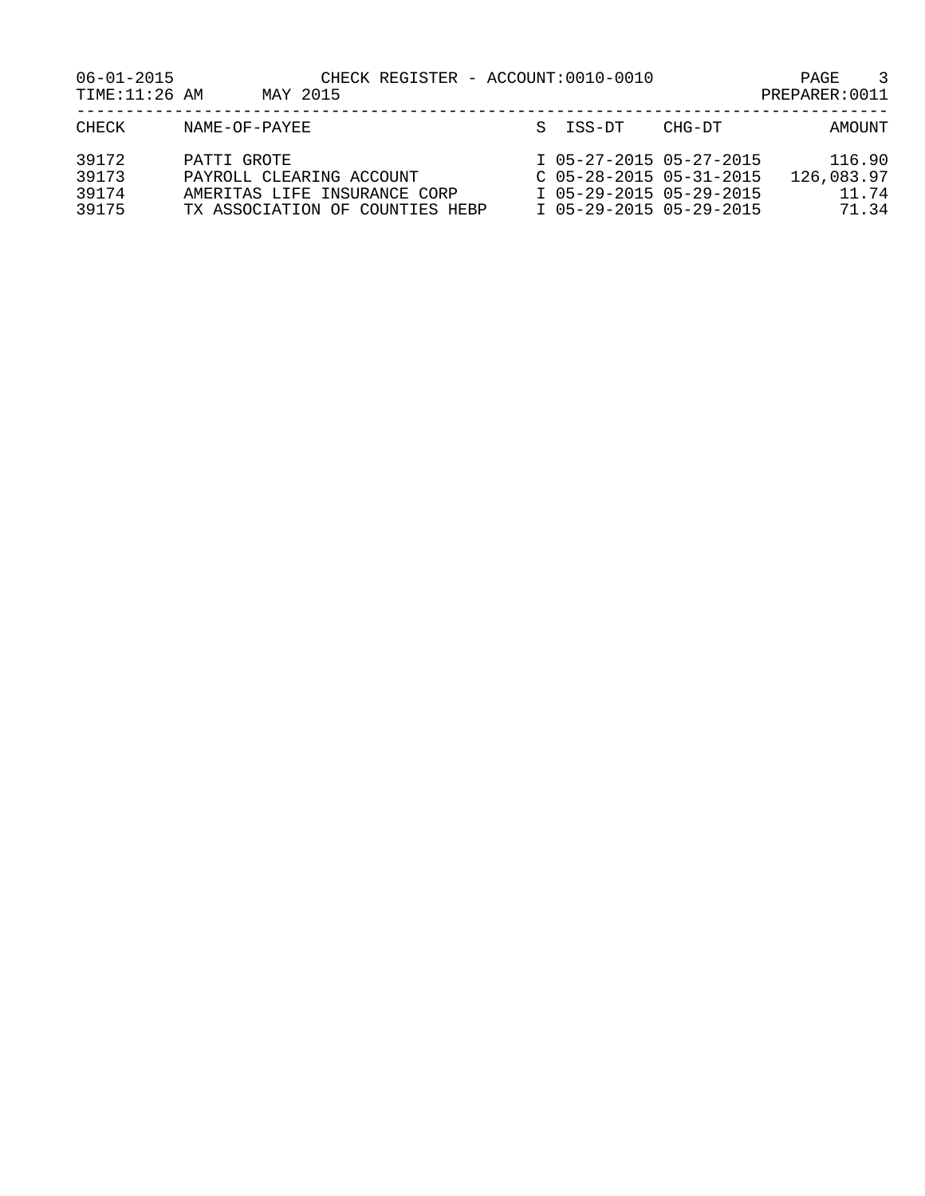06-01-2015 CHECK REGISTER - ACCOUNT:0010-0010
TIME:11:26 AM MAY 2015 PREPARER:0011

| CHECK | NAME-OF-PAYEE | S | ISS-DT | CHG-DT | AMOUNT |
|---|---|---|---|---|---|
| 39172 | PATTI GROTE | I | 05-27-2015 | 05-27-2015 | 116.90 |
| 39173 | PAYROLL CLEARING ACCOUNT | C | 05-28-2015 | 05-31-2015 | 126,083.97 |
| 39174 | AMERITAS LIFE INSURANCE CORP | I | 05-29-2015 | 05-29-2015 | 11.74 |
| 39175 | TX ASSOCIATION OF COUNTIES HEBP | I | 05-29-2015 | 05-29-2015 | 71.34 |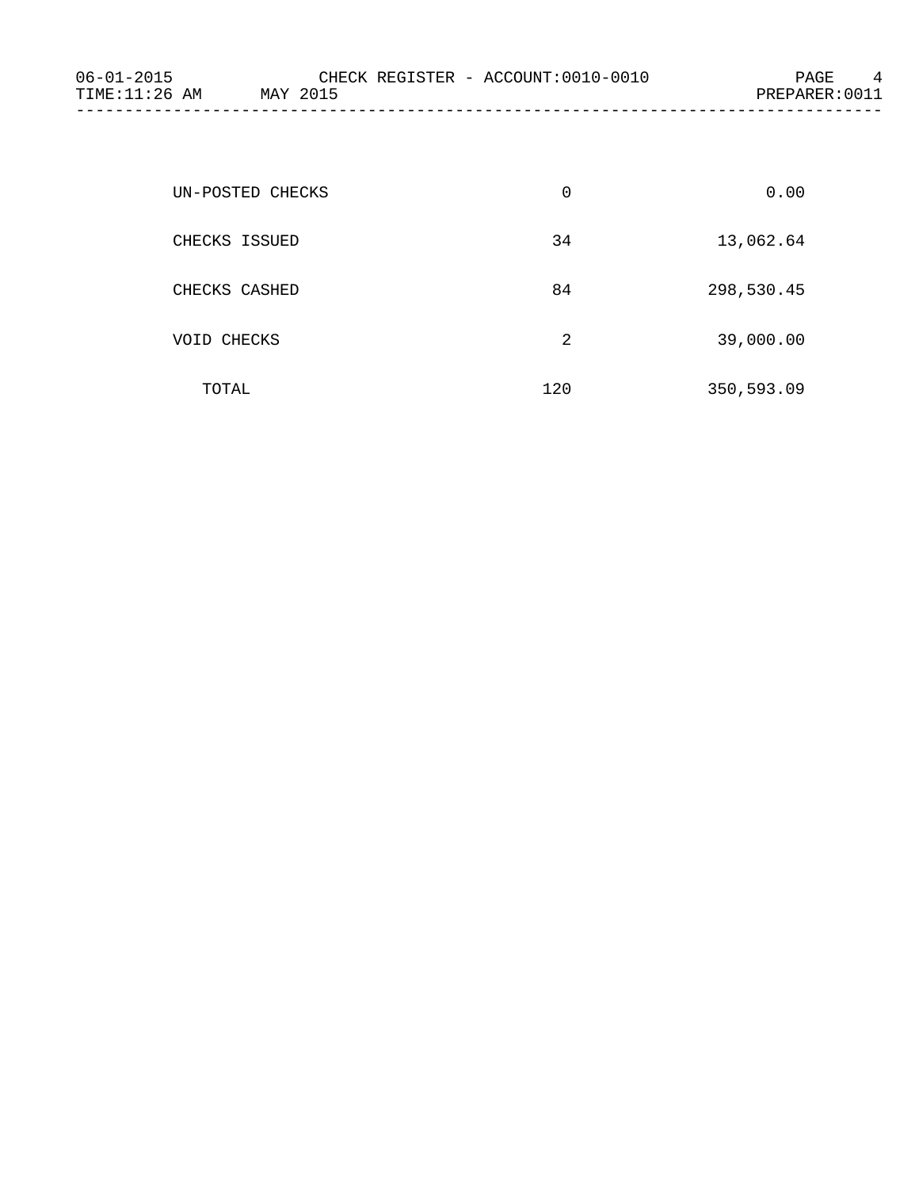06-01-2015 CHECK REGISTER - ACCOUNT:0010-0010
TIME:11:26 AM MAY 2015 PREPARER:0011

| | | |
|---|---|---|
| UN-POSTED CHECKS | 0 | 0.00 |
| CHECKS ISSUED | 34 | 13,062.64 |
| CHECKS CASHED | 84 | 298,530.45 |
| VOID CHECKS | 2 | 39,000.00 |
| TOTAL | 120 | 350,593.09 |